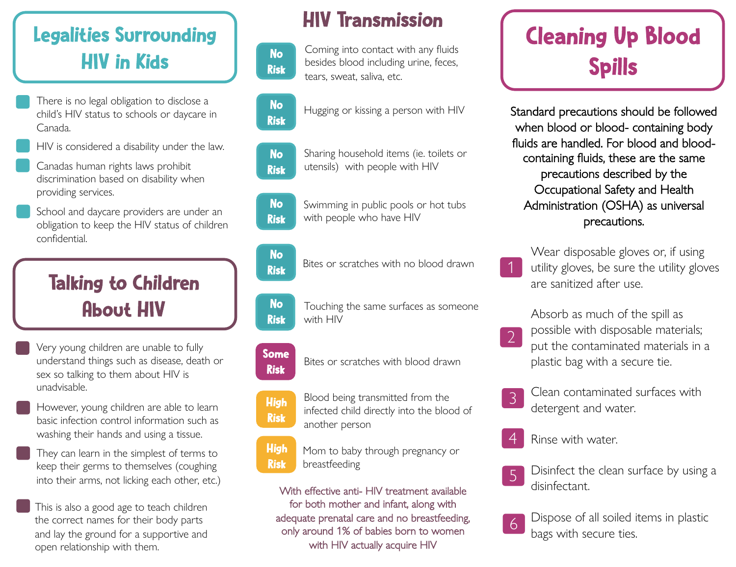## Legalities Surrounding HIV in Kids

- There is no legal obligation to disclose a child's HIV status to schools or daycare in Canada.
- HIV is considered a disability under the law.
- Canadas human rights laws prohibit discrimination based on disability when providing services.
- School and daycare providers are under an obligation to keep the HIV status of children confidential.

## Talking to Children About HIV

- Very young children are unable to fully understand things such as disease, death or sex so talking to them about HIV is unadvisable.
- However, young children are able to learn basic infection control information such as washing their hands and using a tissue.
- They can learn in the simplest of terms to keep their germs to themselves (coughing into their arms, not licking each other, etc.)
- This is also a good age to teach children the correct names for their body parts and lay the ground for a supportive and open relationship with them.

## HIV Transmission

| Risk | Activity |
|---|---|
| No Risk | Coming into contact with any fluids besides blood including urine, feces, tears, sweat, saliva, etc. |
| No Risk | Hugging or kissing a person with HIV |
| No Risk | Sharing household items (ie. toilets or utensils) with people with HIV |
| No Risk | Swimming in public pools or hot tubs with people who have HIV |
| No Risk | Bites or scratches with no blood drawn |
| No Risk | Touching the same surfaces as someone with HIV |
| Some Risk | Bites or scratches with blood drawn |
| High Risk | Blood being transmitted from the infected child directly into the blood of another person |
| High Risk | Mom to baby through pregnancy or breastfeeding |

With effective anti- HIV treatment available for both mother and infant, along with adequate prenatal care and no breastfeeding, only around 1% of babies born to women with HIV actually acquire HIV

## Cleaning Up Blood Spills

Standard precautions should be followed when blood or blood- containing body fluids are handled. For blood and blood-containing fluids, these are the same precautions described by the Occupational Safety and Health Administration (OSHA) as universal precautions.

1. Wear disposable gloves or, if using utility gloves, be sure the utility gloves are sanitized after use.
2. Absorb as much of the spill as possible with disposable materials; put the contaminated materials in a plastic bag with a secure tie.
3. Clean contaminated surfaces with detergent and water.
4. Rinse with water.
5. Disinfect the clean surface by using a disinfectant.
6. Dispose of all soiled items in plastic bags with secure ties.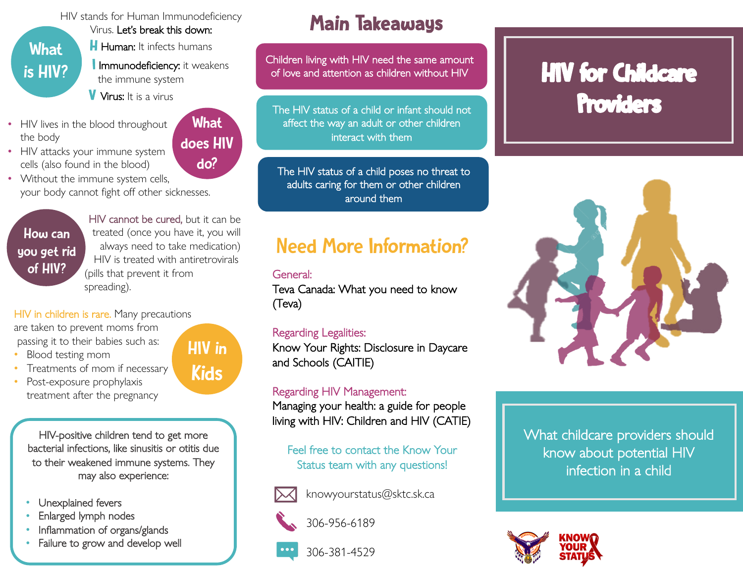## What is HIV?

HIV stands for Human Immunodeficiency Virus. **Let's break this down:**

**H** **Human:** It infects humans

**I** **Immunodeficiency:** it weakens the immune system

**V** **Virus:** It is a virus

## What does HIV do?

- HIV lives in the blood throughout the body
- HIV attacks your immune system cells (also found in the blood)
- Without the immune system cells, your body cannot fight off other sicknesses.

## How can you get rid of HIV?

HIV cannot be cured, but it can be treated (once you have it, you will always need to take medication) HIV is treated with antiretrovirals (pills that prevent it from spreading).

## HIV in Kids

HIV in children is rare. Many precautions are taken to prevent moms from passing it to their babies such as:

- Blood testing mom
- Treatments of mom if necessary
- Post-exposure prophylaxis treatment after the pregnancy

HIV-positive children tend to get more bacterial infections, like sinusitis or otitis due to their weakened immune systems. They may also experience:

- Unexplained fevers
- Enlarged lymph nodes
- Inflammation of organs/glands
- Failure to grow and develop well

## Main Takeaways

Children living with HIV need the same amount of love and attention as children without HIV

The HIV status of a child or infant should not affect the way an adult or other children interact with them

The HIV status of a child poses no threat to adults caring for them or other children around them

## Need More Information?

General:
Teva Canada: What you need to know (Teva)

Regarding Legalities:
Know Your Rights: Disclosure in Daycare and Schools (CAITIE)

Regarding HIV Management:
Managing your health: a guide for people living with HIV: Children and HIV (CATIE)

Feel free to contact the Know Your Status team with any questions!

knowyourstatus@sktc.sk.ca

306-956-6189

306-381-4529

# HIV for Childcare Providers

What childcare providers should know about potential HIV infection in a child

KNOW YOUR STATUS